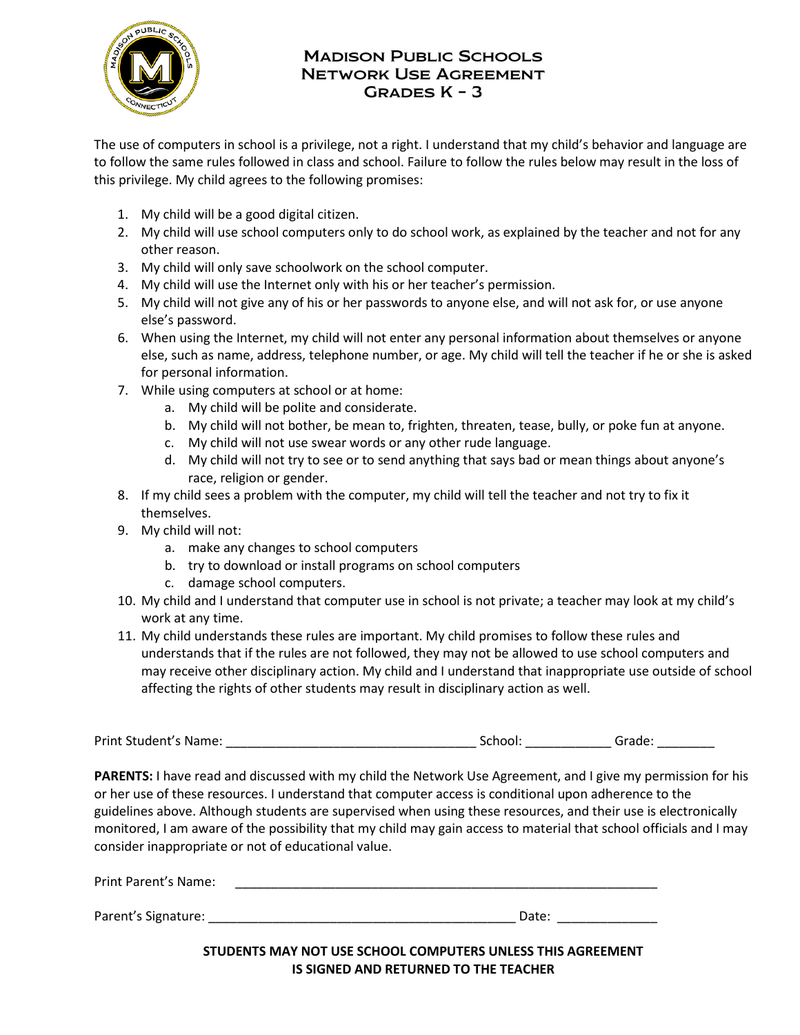# Madison Public Schools
# Network Use Agreement
# Grades K - 3

The use of computers in school is a privilege, not a right. I understand that my child's behavior and language are to follow the same rules followed in class and school. Failure to follow the rules below may result in the loss of this privilege. My child agrees to the following promises:

1. My child will be a good digital citizen.
2. My child will use school computers only to do school work, as explained by the teacher and not for any other reason.
3. My child will only save schoolwork on the school computer.
4. My child will use the Internet only with his or her teacher's permission.
5. My child will not give any of his or her passwords to anyone else, and will not ask for, or use anyone else's password.
6. When using the Internet, my child will not enter any personal information about themselves or anyone else, such as name, address, telephone number, or age. My child will tell the teacher if he or she is asked for personal information.
7. While using computers at school or at home:
   a. My child will be polite and considerate.
   b. My child will not bother, be mean to, frighten, threaten, tease, bully, or poke fun at anyone.
   c. My child will not use swear words or any other rude language.
   d. My child will not try to see or to send anything that says bad or mean things about anyone's race, religion or gender.
8. If my child sees a problem with the computer, my child will tell the teacher and not try to fix it themselves.
9. My child will not:
   a. make any changes to school computers
   b. try to download or install programs on school computers
   c. damage school computers.
10. My child and I understand that computer use in school is not private; a teacher may look at my child's work at any time.
11. My child understands these rules are important. My child promises to follow these rules and understands that if the rules are not followed, they may not be allowed to use school computers and may receive other disciplinary action. My child and I understand that inappropriate use outside of school affecting the rights of other students may result in disciplinary action as well.

Print Student's Name: ___________________________________ School: ____________ Grade: ________

**PARENTS:** I have read and discussed with my child the Network Use Agreement, and I give my permission for his or her use of these resources. I understand that computer access is conditional upon adherence to the guidelines above. Although students are supervised when using these resources, and their use is electronically monitored, I am aware of the possibility that my child may gain access to material that school officials and I may consider inappropriate or not of educational value.

Print Parent's Name: _____________________________________________________________

Parent's Signature: ___________________________________________ Date: ______________

**STUDENTS MAY NOT USE SCHOOL COMPUTERS UNLESS THIS AGREEMENT IS SIGNED AND RETURNED TO THE TEACHER**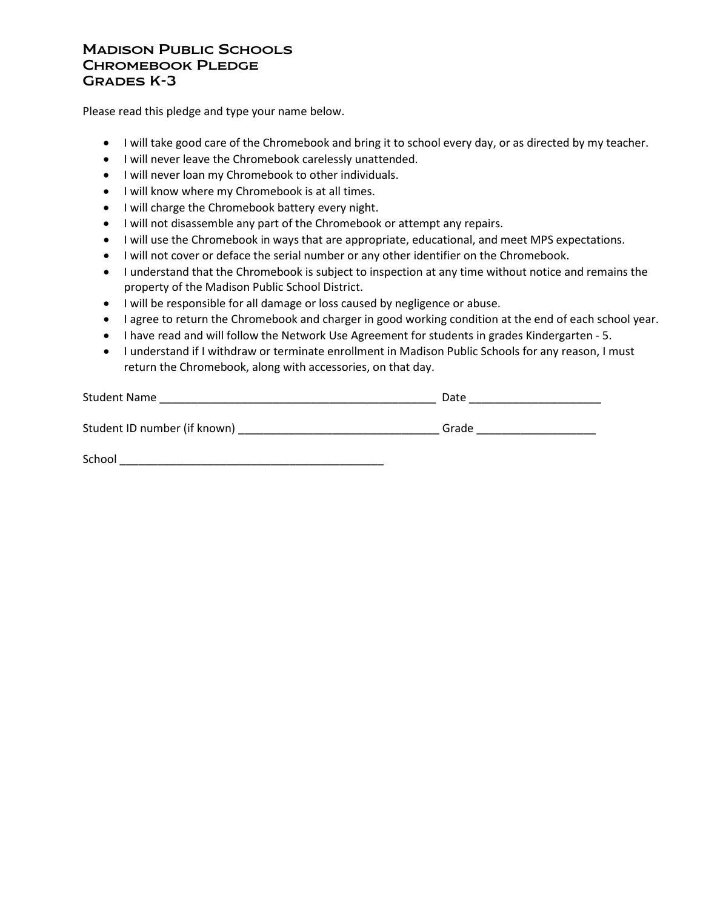# Madison Public Schools
# Chromebook Pledge
# Grades K-3

Please read this pledge and type your name below.

- I will take good care of the Chromebook and bring it to school every day, or as directed by my teacher.
- I will never leave the Chromebook carelessly unattended.
- I will never loan my Chromebook to other individuals.
- I will know where my Chromebook is at all times.
- I will charge the Chromebook battery every night.
- I will not disassemble any part of the Chromebook or attempt any repairs.
- I will use the Chromebook in ways that are appropriate, educational, and meet MPS expectations.
- I will not cover or deface the serial number or any other identifier on the Chromebook.
- I understand that the Chromebook is subject to inspection at any time without notice and remains the property of the Madison Public School District.
- I will be responsible for all damage or loss caused by negligence or abuse.
- I agree to return the Chromebook and charger in good working condition at the end of each school year.
- I have read and will follow the Network Use Agreement for students in grades Kindergarten - 5.
- I understand if I withdraw or terminate enrollment in Madison Public Schools for any reason, I must return the Chromebook, along with accessories, on that day.

Student Name _____________________________________________ Date _____________________

Student ID number (if known) ________________________________ Grade ___________________

School ___________________________________________